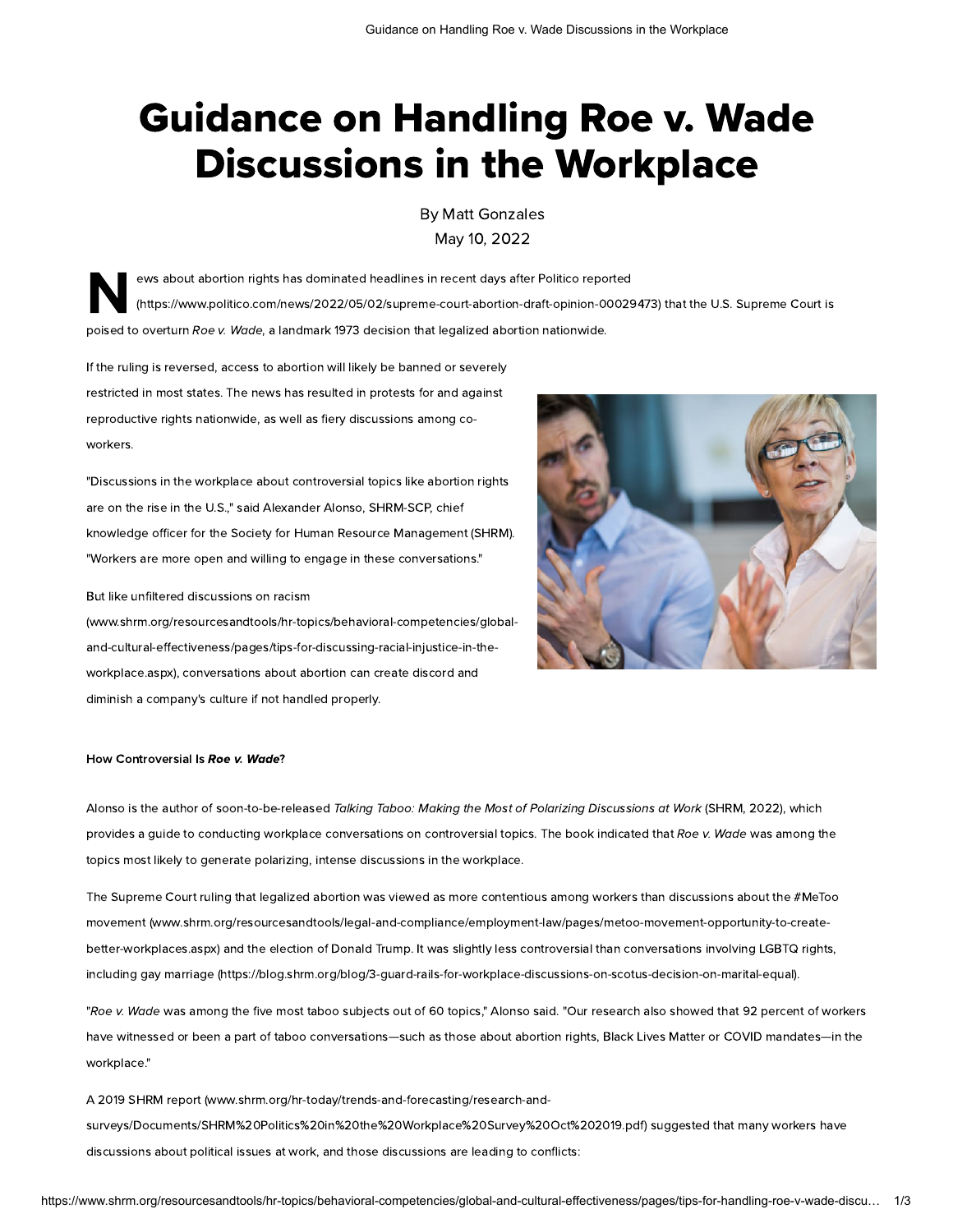# Guidance on Handling Roe v. Wade Discussions in the Workplace

By Matt Gonzales

May 10, 2022

News about abortion rights has dominated headlines in recent days after Politico reported (https://www.politico.com/news/2022/05/02/supreme-court-abortion-draft-opinion-00029473) that the U.S. Supreme Court is poised to overturn *Roe v. Wade*, a landmark 1973 decision that legalized abortion nationwide.

If the ruling is reversed, access to abortion will likely be banned or severely restricted in most states. The news has resulted in protests for and against reproductive rights nationwide, as well as fiery discussions among co-workers.

"Discussions in the workplace about controversial topics like abortion rights are on the rise in the U.S.," said Alexander Alonso, SHRM-SCP, chief knowledge officer for the Society for Human Resource Management (SHRM). "Workers are more open and willing to engage in these conversations."

But like unfiltered discussions on racism (www.shrm.org/resourcesandtools/hr-topics/behavioral-competencies/global-and-cultural-effectiveness/pages/tips-for-discussing-racial-injustice-in-the-workplace.aspx), conversations about abortion can create discord and diminish a company's culture if not handled properly.

#### How Controversial Is *Roe v. Wade*?

Alonso is the author of soon-to-be-released *Talking Taboo: Making the Most of Polarizing Discussions at Work* (SHRM, 2022), which provides a guide to conducting workplace conversations on controversial topics. The book indicated that *Roe v. Wade* was among the topics most likely to generate polarizing, intense discussions in the workplace.

The Supreme Court ruling that legalized abortion was viewed as more contentious among workers than discussions about the #MeToo movement (www.shrm.org/resourcesandtools/legal-and-compliance/employment-law/pages/metoo-movement-opportunity-to-create-better-workplaces.aspx) and the election of Donald Trump. It was slightly less controversial than conversations involving LGBTQ rights, including gay marriage (https://blog.shrm.org/blog/3-guard-rails-for-workplace-discussions-on-scotus-decision-on-marital-equal).

"*Roe v. Wade* was among the five most taboo subjects out of 60 topics," Alonso said. "Our research also showed that 92 percent of workers have witnessed or been a part of taboo conversations—such as those about abortion rights, Black Lives Matter or COVID mandates—in the workplace."

A 2019 SHRM report (www.shrm.org/hr-today/trends-and-forecasting/research-and-surveys/Documents/SHRM%20Politics%20in%20the%20Workplace%20Survey%20Oct%202019.pdf) suggested that many workers have discussions about political issues at work, and those discussions are leading to conflicts: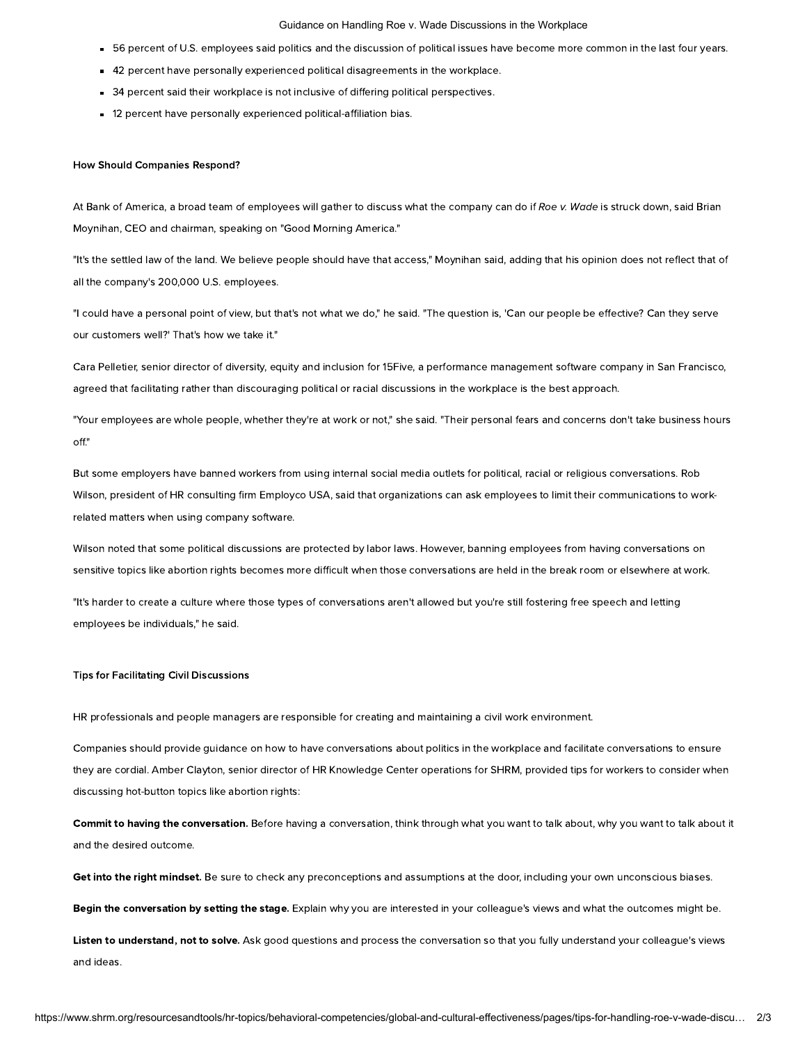- 56 percent of U.S. employees said politics and the discussion of political issues have become more common in the last four years.
- 42 percent have personally experienced political disagreements in the workplace.
- 34 percent said their workplace is not inclusive of differing political perspectives.
- 12 percent have personally experienced political-affiliation bias.

### How Should Companies Respond?

At Bank of America, a broad team of employees will gather to discuss what the company can do if *Roe v. Wade* is struck down, said Brian Moynihan, CEO and chairman, speaking on "Good Morning America."

"It's the settled law of the land. We believe people should have that access," Moynihan said, adding that his opinion does not reflect that of all the company's 200,000 U.S. employees.

"I could have a personal point of view, but that's not what we do," he said. "The question is, 'Can our people be effective? Can they serve our customers well?' That's how we take it."

Cara Pelletier, senior director of diversity, equity and inclusion for 15Five, a performance management software company in San Francisco, agreed that facilitating rather than discouraging political or racial discussions in the workplace is the best approach.

"Your employees are whole people, whether they're at work or not," she said. "Their personal fears and concerns don't take business hours off."

But some employers have banned workers from using internal social media outlets for political, racial or religious conversations. Rob Wilson, president of HR consulting firm Employco USA, said that organizations can ask employees to limit their communications to work-related matters when using company software.

Wilson noted that some political discussions are protected by labor laws. However, banning employees from having conversations on sensitive topics like abortion rights becomes more difficult when those conversations are held in the break room or elsewhere at work.

"It's harder to create a culture where those types of conversations aren't allowed but you're still fostering free speech and letting employees be individuals," he said.

### Tips for Facilitating Civil Discussions

HR professionals and people managers are responsible for creating and maintaining a civil work environment.

Companies should provide guidance on how to have conversations about politics in the workplace and facilitate conversations to ensure they are cordial. Amber Clayton, senior director of HR Knowledge Center operations for SHRM, provided tips for workers to consider when discussing hot-button topics like abortion rights:

**Commit to having the conversation.** Before having a conversation, think through what you want to talk about, why you want to talk about it and the desired outcome.

**Get into the right mindset.** Be sure to check any preconceptions and assumptions at the door, including your own unconscious biases.

**Begin the conversation by setting the stage.** Explain why you are interested in your colleague's views and what the outcomes might be.

**Listen to understand, not to solve.** Ask good questions and process the conversation so that you fully understand your colleague's views and ideas.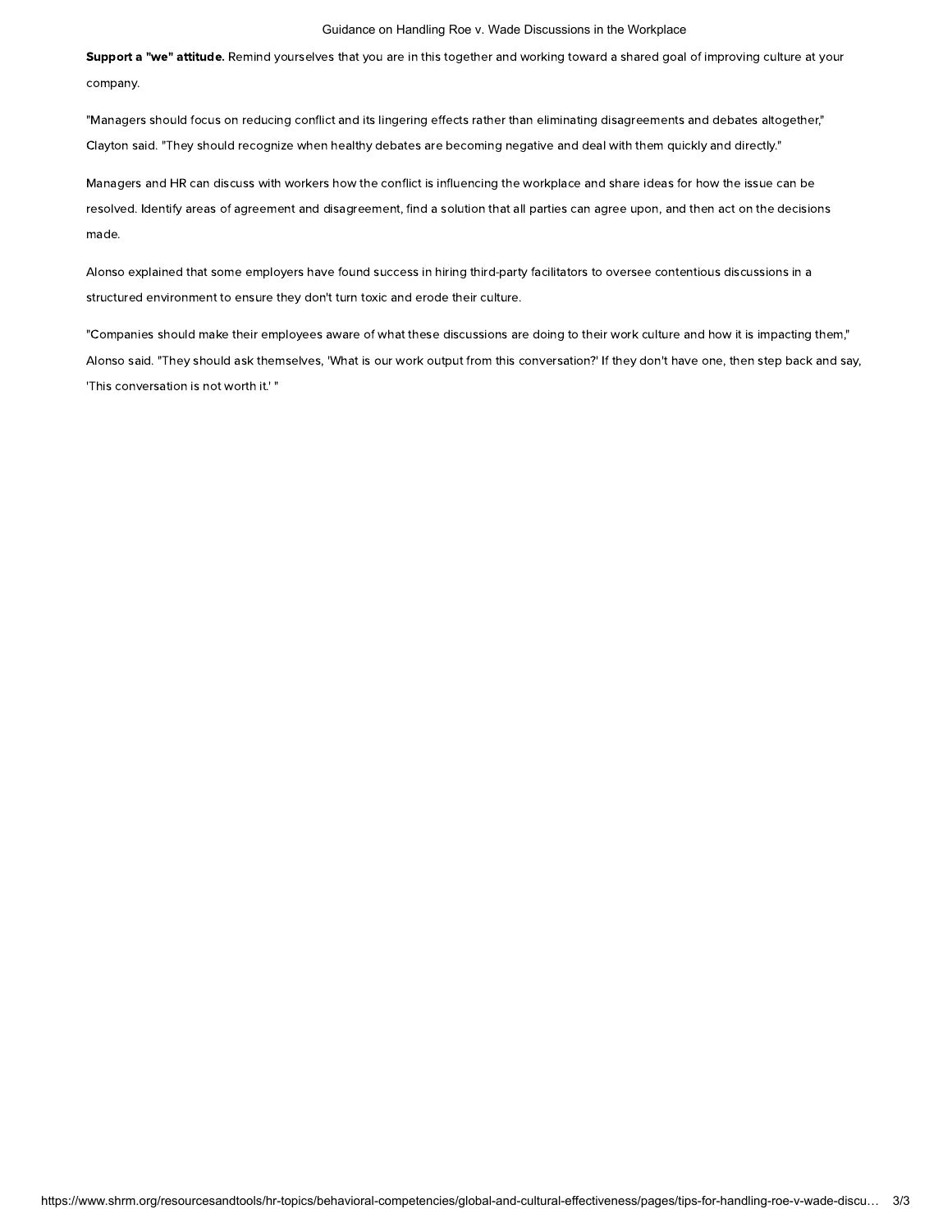**Support a "we" attitude.** Remind yourselves that you are in this together and working toward a shared goal of improving culture at your company.

"Managers should focus on reducing conflict and its lingering effects rather than eliminating disagreements and debates altogether," Clayton said. "They should recognize when healthy debates are becoming negative and deal with them quickly and directly."

Managers and HR can discuss with workers how the conflict is influencing the workplace and share ideas for how the issue can be resolved. Identify areas of agreement and disagreement, find a solution that all parties can agree upon, and then act on the decisions made.

Alonso explained that some employers have found success in hiring third-party facilitators to oversee contentious discussions in a structured environment to ensure they don't turn toxic and erode their culture.

"Companies should make their employees aware of what these discussions are doing to their work culture and how it is impacting them," Alonso said. "They should ask themselves, 'What is our work output from this conversation?' If they don't have one, then step back and say, 'This conversation is not worth it.' "